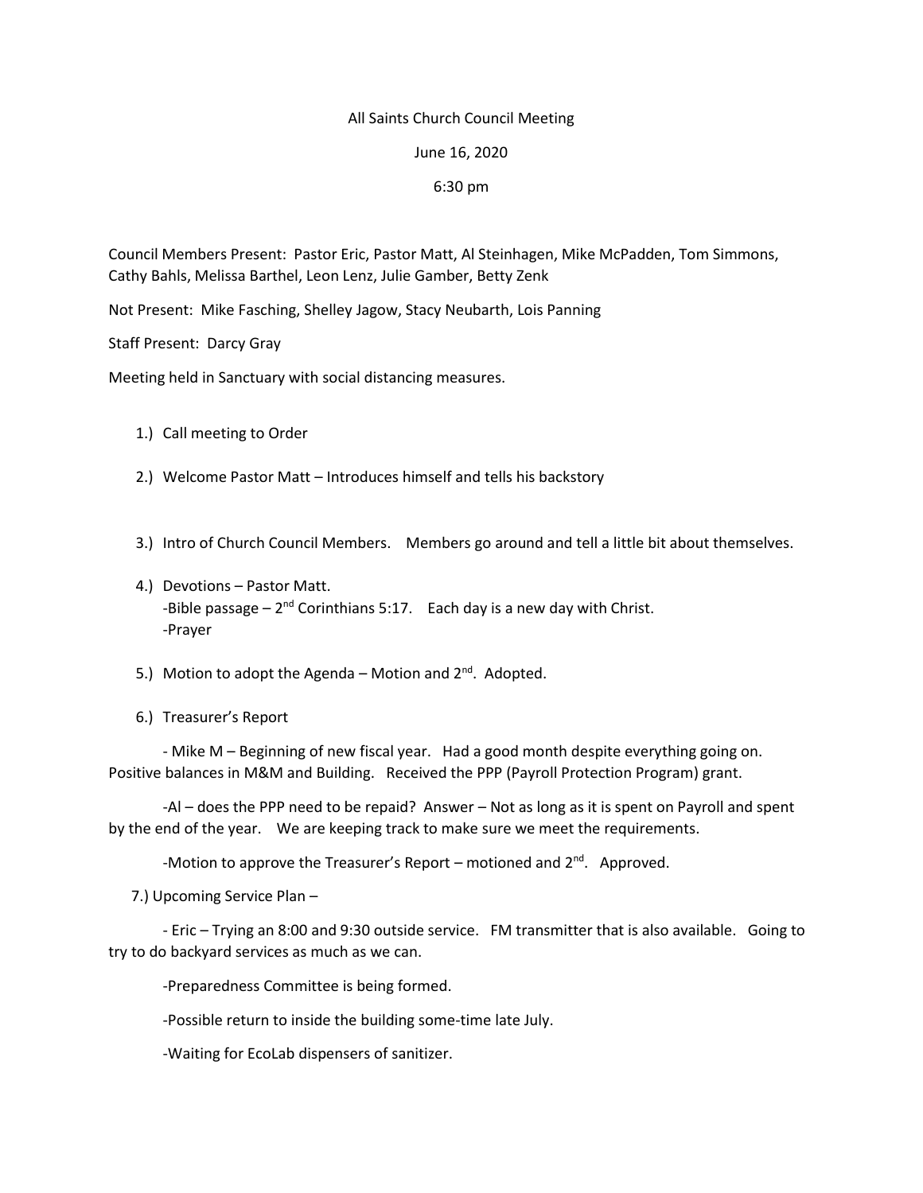All Saints Church Council Meeting

June 16, 2020

6:30 pm

Council Members Present: Pastor Eric, Pastor Matt, Al Steinhagen, Mike McPadden, Tom Simmons, Cathy Bahls, Melissa Barthel, Leon Lenz, Julie Gamber, Betty Zenk

Not Present: Mike Fasching, Shelley Jagow, Stacy Neubarth, Lois Panning

Staff Present: Darcy Gray

Meeting held in Sanctuary with social distancing measures.

1.) Call meeting to Order

2.) Welcome Pastor Matt – Introduces himself and tells his backstory

3.) Intro of Church Council Members. Members go around and tell a little bit about themselves.

4.) Devotions – Pastor Matt.
-Bible passage – 2nd Corinthians 5:17. Each day is a new day with Christ.
-Prayer

5.) Motion to adopt the Agenda – Motion and 2nd. Adopted.

6.) Treasurer's Report

- Mike M – Beginning of new fiscal year. Had a good month despite everything going on. Positive balances in M&M and Building. Received the PPP (Payroll Protection Program) grant.

-Al – does the PPP need to be repaid? Answer – Not as long as it is spent on Payroll and spent by the end of the year. We are keeping track to make sure we meet the requirements.

-Motion to approve the Treasurer's Report – motioned and 2nd. Approved.

7.) Upcoming Service Plan –

- Eric – Trying an 8:00 and 9:30 outside service. FM transmitter that is also available. Going to try to do backyard services as much as we can.

-Preparedness Committee is being formed.

-Possible return to inside the building some-time late July.

-Waiting for EcoLab dispensers of sanitizer.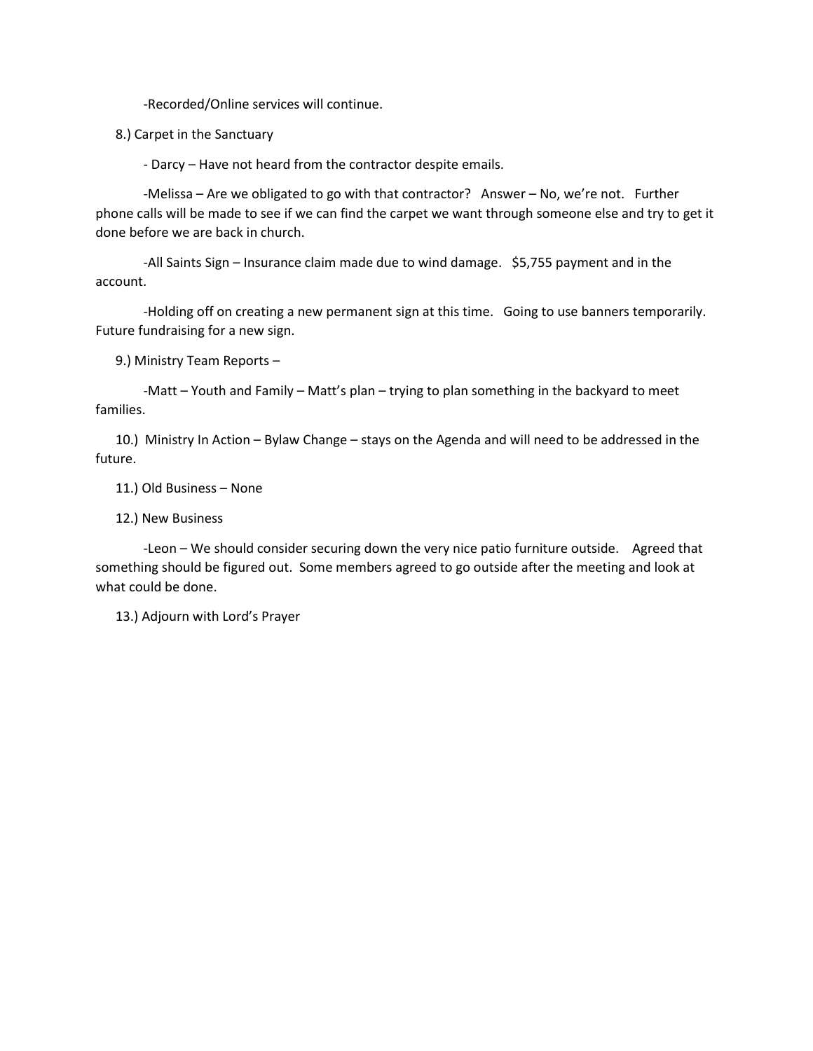-Recorded/Online services will continue.

8.) Carpet in the Sanctuary

- Darcy – Have not heard from the contractor despite emails.

-Melissa – Are we obligated to go with that contractor? Answer – No, we're not. Further phone calls will be made to see if we can find the carpet we want through someone else and try to get it done before we are back in church.

-All Saints Sign – Insurance claim made due to wind damage. $5,755 payment and in the account.

-Holding off on creating a new permanent sign at this time. Going to use banners temporarily. Future fundraising for a new sign.

9.) Ministry Team Reports –

-Matt – Youth and Family – Matt's plan – trying to plan something in the backyard to meet families.

10.) Ministry In Action – Bylaw Change – stays on the Agenda and will need to be addressed in the future.

11.) Old Business – None

12.) New Business

-Leon – We should consider securing down the very nice patio furniture outside. Agreed that something should be figured out. Some members agreed to go outside after the meeting and look at what could be done.

13.) Adjourn with Lord's Prayer